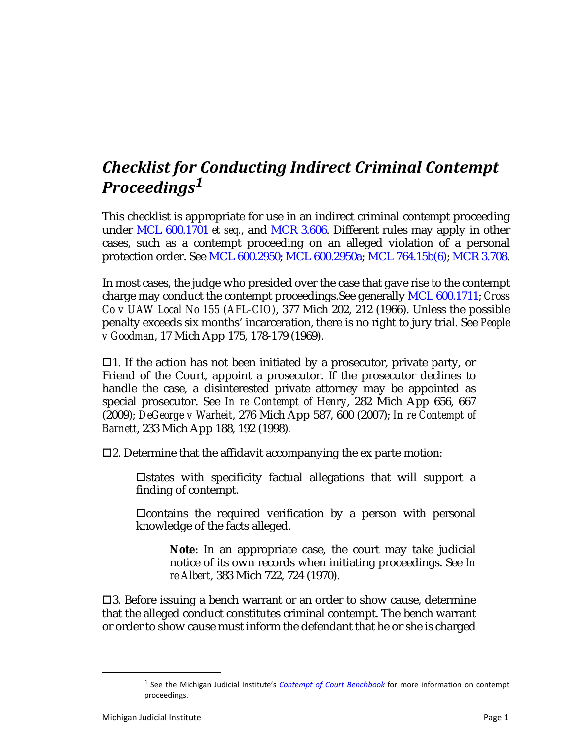# *Checklist for Conducting Indirect Criminal Contempt Proceedings*[1]

This checklist is appropriate for use in an indirect criminal contempt proceeding under MCL 600.1701 *et seq.*, and MCR 3.606. Different rules may apply in other cases, such as a contempt proceeding on an alleged violation of a personal protection order. See MCL 600.2950; MCL 600.2950a; MCL 764.15b(6); MCR 3.708.

In most cases, the judge who presided over the case that gave rise to the contempt charge may conduct the contempt proceedings.See generally MCL 600.1711; *Cross Co v UAW Local No 155 (AFL-CIO)*, 377 Mich 202, 212 (1966). Unless the possible penalty exceeds six months' incarceration, there is no right to jury trial. See *People v Goodman*, 17 Mich App 175, 178-179 (1969).

☐1. If the action has not been initiated by a prosecutor, private party, or Friend of the Court, appoint a prosecutor. If the prosecutor declines to handle the case, a disinterested private attorney may be appointed as special prosecutor. See *In re Contempt of Henry*, 282 Mich App 656, 667 (2009); *DeGeorge v Warheit*, 276 Mich App 587, 600 (2007); *In re Contempt of Barnett*, 233 Mich App 188, 192 (1998).

☐2. Determine that the affidavit accompanying the ex parte motion:

> ☐states with specificity factual allegations that will support a finding of contempt.
>
> ☐contains the required verification by a person with personal knowledge of the facts alleged.
>
> > **Note**: In an appropriate case, the court may take judicial notice of its own records when initiating proceedings. See *In re Albert*, 383 Mich 722, 724 (1970).

☐3. Before issuing a bench warrant or an order to show cause, determine that the alleged conduct constitutes criminal contempt. The bench warrant or order to show cause must inform the defendant that he or she is charged

---

[1] See the Michigan Judicial Institute's *Contempt of Court Benchbook* for more information on contempt proceedings.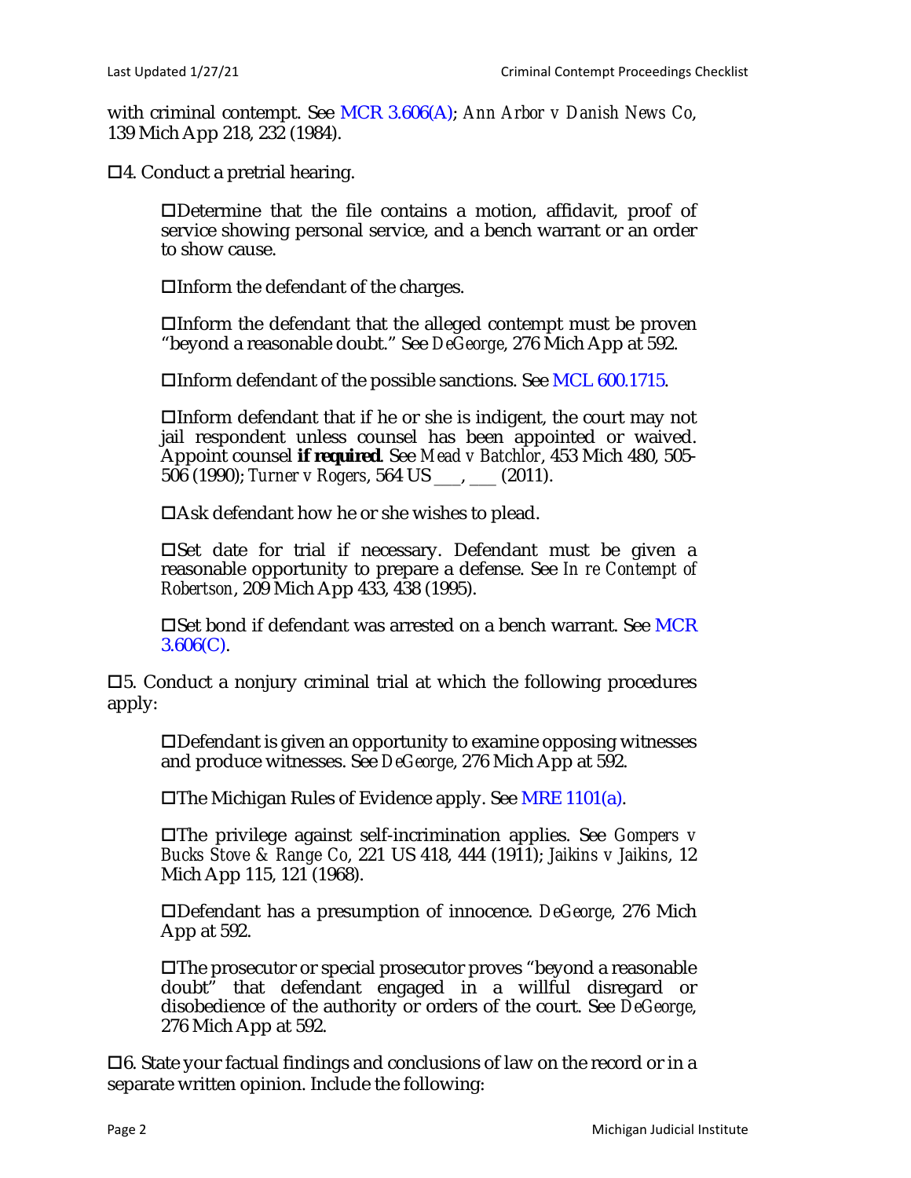with criminal contempt. See MCR 3.606(A); *Ann Arbor v Danish News Co*, 139 Mich App 218, 232 (1984).

☐4. Conduct a pretrial hearing.

> ☐Determine that the file contains a motion, affidavit, proof of service showing personal service, and a bench warrant or an order to show cause.
>
> ☐Inform the defendant of the charges.
>
> ☐Inform the defendant that the alleged contempt must be proven "beyond a reasonable doubt." See *DeGeorge*, 276 Mich App at 592.
>
> ☐Inform defendant of the possible sanctions. See MCL 600.1715.
>
> ☐Inform defendant that if he or she is indigent, the court may not jail respondent unless counsel has been appointed or waived. Appoint counsel **if required**. See *Mead v Batchlor*, 453 Mich 480, 505-506 (1990); *Turner v Rogers*, 564 US ___, ___ (2011).
>
> ☐Ask defendant how he or she wishes to plead.
>
> ☐Set date for trial if necessary. Defendant must be given a reasonable opportunity to prepare a defense. See *In re Contempt of Robertson*, 209 Mich App 433, 438 (1995).
>
> ☐Set bond if defendant was arrested on a bench warrant. See MCR 3.606(C).

☐5. Conduct a nonjury criminal trial at which the following procedures apply:

> ☐Defendant is given an opportunity to examine opposing witnesses and produce witnesses. See *DeGeorge*, 276 Mich App at 592.
>
> ☐The Michigan Rules of Evidence apply. See MRE 1101(a).
>
> ☐The privilege against self-incrimination applies. See *Gompers v Bucks Stove & Range Co*, 221 US 418, 444 (1911); *Jaikins v Jaikins*, 12 Mich App 115, 121 (1968).
>
> ☐Defendant has a presumption of innocence. *DeGeorge*, 276 Mich App at 592.
>
> ☐The prosecutor or special prosecutor proves "beyond a reasonable doubt" that defendant engaged in a willful disregard or disobedience of the authority or orders of the court. See *DeGeorge*, 276 Mich App at 592.

☐6. State your factual findings and conclusions of law on the record or in a separate written opinion. Include the following: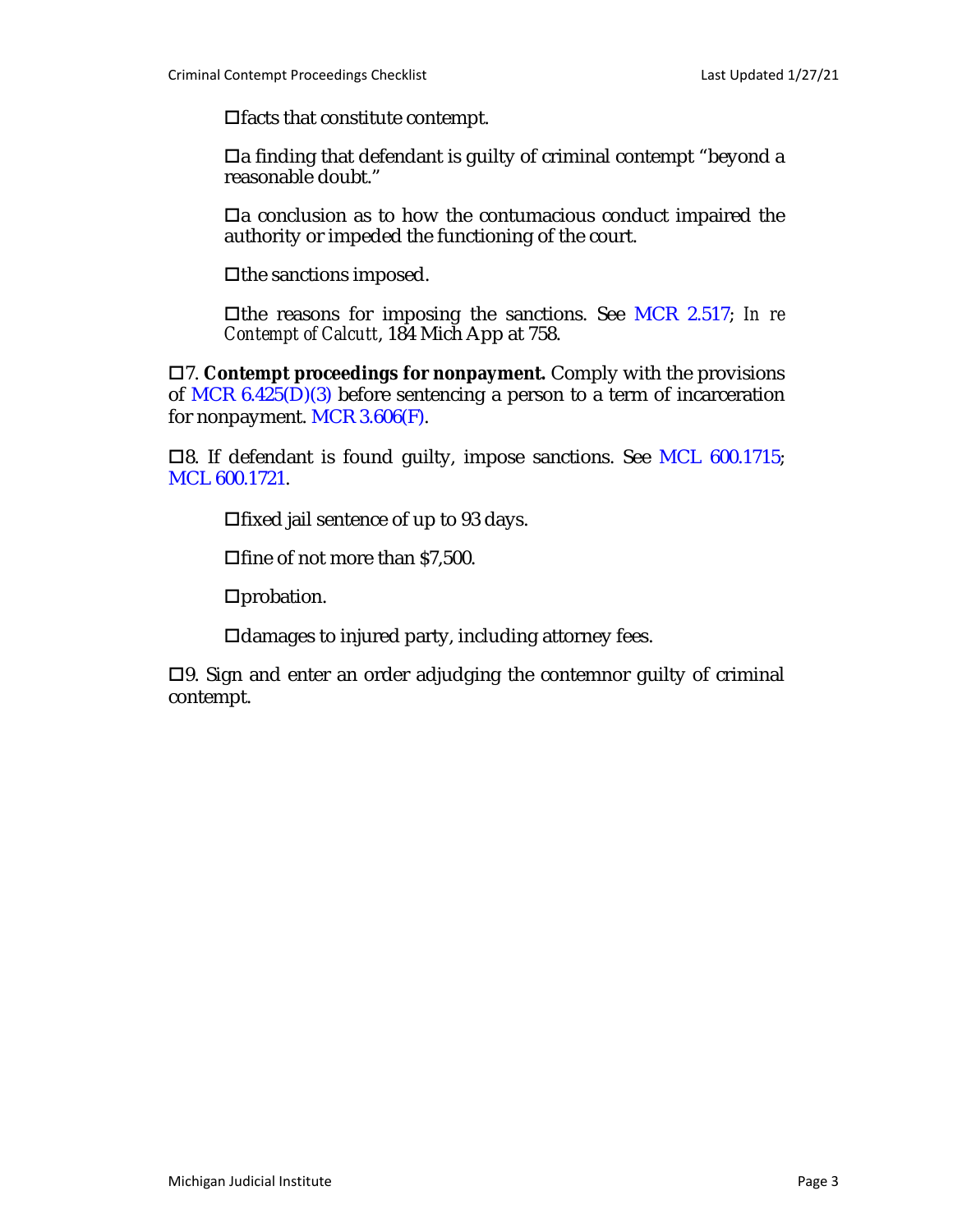☐facts that constitute contempt.

☐a finding that defendant is guilty of criminal contempt "beyond a reasonable doubt."

☐a conclusion as to how the contumacious conduct impaired the authority or impeded the functioning of the court.

☐the sanctions imposed.

☐the reasons for imposing the sanctions. See MCR 2.517; *In re Contempt of Calcutt*, 184 Mich App at 758.

☐7. **Contempt proceedings for nonpayment.** Comply with the provisions of MCR 6.425(D)(3) before sentencing a person to a term of incarceration for nonpayment. MCR 3.606(F).

☐8. If defendant is found guilty, impose sanctions. See MCL 600.1715; MCL 600.1721.

☐fixed jail sentence of up to 93 days.

☐fine of not more than $7,500.

☐probation.

☐damages to injured party, including attorney fees.

☐9. Sign and enter an order adjudging the contemnor guilty of criminal contempt.